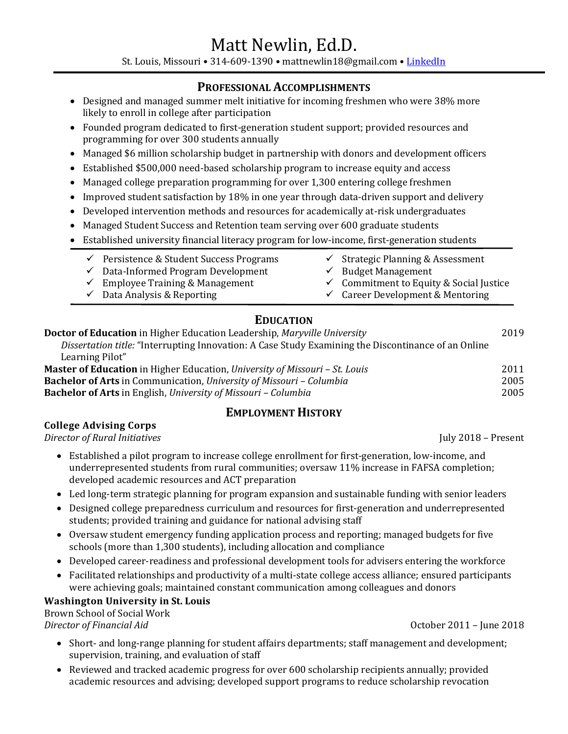# Matt Newlin, Ed.D.

St. Louis, Missouri • 314-609-1390 • mattnewlin18@gmail.com • LinkedIn

## Professional Accomplishments

- Designed and managed summer melt initiative for incoming freshmen who were 38% more likely to enroll in college after participation
- Founded program dedicated to first-generation student support; provided resources and programming for over 300 students annually
- Managed $6 million scholarship budget in partnership with donors and development officers
- Established $500,000 need-based scholarship program to increase equity and access
- Managed college preparation programming for over 1,300 entering college freshmen
- Improved student satisfaction by 18% in one year through data-driven support and delivery
- Developed intervention methods and resources for academically at-risk undergraduates
- Managed Student Success and Retention team serving over 600 graduate students
- Established university financial literacy program for low-income, first-generation students

---

- ✓ Persistence & Student Success Programs
- ✓ Data-Informed Program Development
- ✓ Employee Training & Management
- ✓ Data Analysis & Reporting
- ✓ Strategic Planning & Assessment
- ✓ Budget Management
- ✓ Commitment to Equity & Social Justice
- ✓ Career Development & Mentoring

---

## Education

**Doctor of Education** in Higher Education Leadership, *Maryville University* — 2019
*Dissertation title:* "Interrupting Innovation: A Case Study Examining the Discontinuance of an Online Learning Pilot"

**Master of Education** in Higher Education, *University of Missouri – St. Louis* — 2011

**Bachelor of Arts** in Communication, *University of Missouri – Columbia* — 2005

**Bachelor of Arts** in English, *University of Missouri – Columbia* — 2005

## Employment History

**College Advising Corps**
*Director of Rural Initiatives* — July 2018 – Present

- Established a pilot program to increase college enrollment for first-generation, low-income, and underrepresented students from rural communities; oversaw 11% increase in FAFSA completion; developed academic resources and ACT preparation
- Led long-term strategic planning for program expansion and sustainable funding with senior leaders
- Designed college preparedness curriculum and resources for first-generation and underrepresented students; provided training and guidance for national advising staff
- Oversaw student emergency funding application process and reporting; managed budgets for five schools (more than 1,300 students), including allocation and compliance
- Developed career-readiness and professional development tools for advisers entering the workforce
- Facilitated relationships and productivity of a multi-state college access alliance; ensured participants were achieving goals; maintained constant communication among colleagues and donors

**Washington University in St. Louis**
Brown School of Social Work
*Director of Financial Aid* — October 2011 – June 2018

- Short- and long-range planning for student affairs departments; staff management and development; supervision, training, and evaluation of staff
- Reviewed and tracked academic progress for over 600 scholarship recipients annually; provided academic resources and advising; developed support programs to reduce scholarship revocation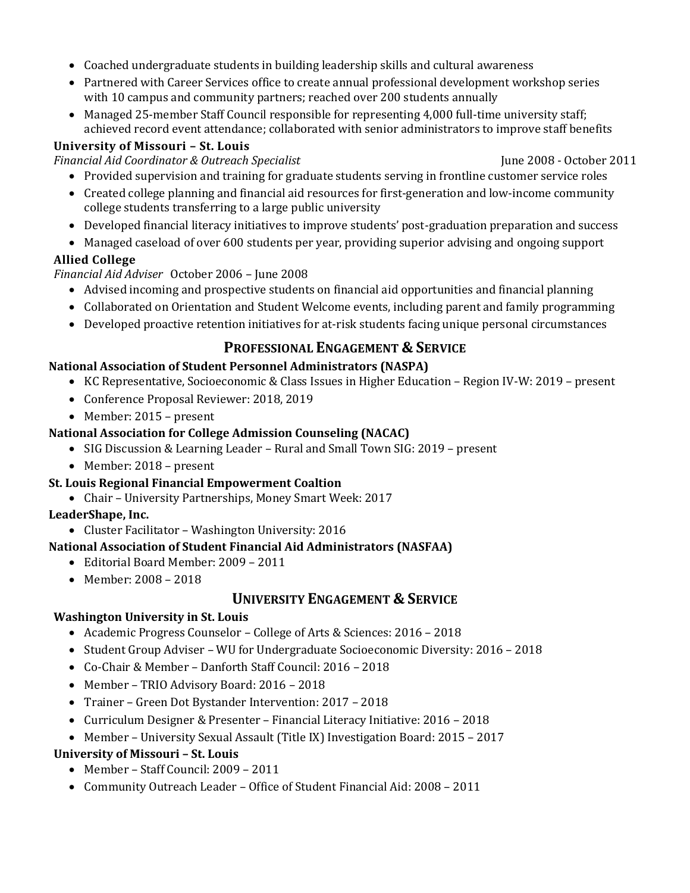- Coached undergraduate students in building leadership skills and cultural awareness
- Partnered with Career Services office to create annual professional development workshop series with 10 campus and community partners; reached over 200 students annually
- Managed 25-member Staff Council responsible for representing 4,000 full-time university staff; achieved record event attendance; collaborated with senior administrators to improve staff benefits

**University of Missouri – St. Louis**
*Financial Aid Coordinator & Outreach Specialist* June 2008 - October 2011

- Provided supervision and training for graduate students serving in frontline customer service roles
- Created college planning and financial aid resources for first-generation and low-income community college students transferring to a large public university
- Developed financial literacy initiatives to improve students' post-graduation preparation and success
- Managed caseload of over 600 students per year, providing superior advising and ongoing support

**Allied College**
*Financial Aid Adviser* October 2006 – June 2008

- Advised incoming and prospective students on financial aid opportunities and financial planning
- Collaborated on Orientation and Student Welcome events, including parent and family programming
- Developed proactive retention initiatives for at-risk students facing unique personal circumstances

## PROFESSIONAL ENGAGEMENT & SERVICE

**National Association of Student Personnel Administrators (NASPA)**

- KC Representative, Socioeconomic & Class Issues in Higher Education – Region IV-W: 2019 – present
- Conference Proposal Reviewer: 2018, 2019
- Member: 2015 – present

**National Association for College Admission Counseling (NACAC)**

- SIG Discussion & Learning Leader – Rural and Small Town SIG: 2019 – present
- Member: 2018 – present

**St. Louis Regional Financial Empowerment Coaltion**

- Chair – University Partnerships, Money Smart Week: 2017

**LeaderShape, Inc.**

- Cluster Facilitator – Washington University: 2016

**National Association of Student Financial Aid Administrators (NASFAA)**

- Editorial Board Member: 2009 – 2011
- Member: 2008 – 2018

## UNIVERSITY ENGAGEMENT & SERVICE

**Washington University in St. Louis**

- Academic Progress Counselor – College of Arts & Sciences: 2016 – 2018
- Student Group Adviser – WU for Undergraduate Socioeconomic Diversity: 2016 – 2018
- Co-Chair & Member – Danforth Staff Council: 2016 – 2018
- Member – TRIO Advisory Board: 2016 – 2018
- Trainer – Green Dot Bystander Intervention: 2017 – 2018
- Curriculum Designer & Presenter – Financial Literacy Initiative: 2016 – 2018
- Member – University Sexual Assault (Title IX) Investigation Board: 2015 – 2017

**University of Missouri – St. Louis**

- Member – Staff Council: 2009 – 2011
- Community Outreach Leader – Office of Student Financial Aid: 2008 – 2011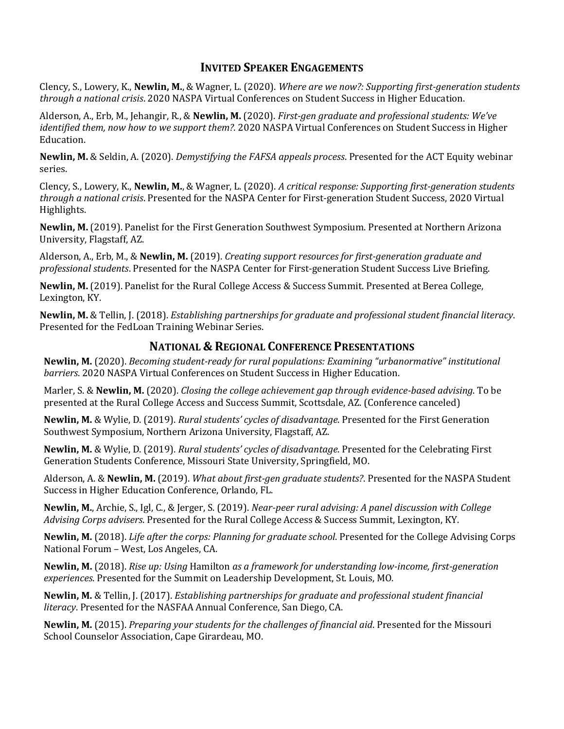## Invited Speaker Engagements

Clency, S., Lowery, K., **Newlin, M.**, & Wagner, L. (2020). *Where are we now?: Supporting first-generation students through a national crisis*. 2020 NASPA Virtual Conferences on Student Success in Higher Education.

Alderson, A., Erb, M., Jehangir, R., & **Newlin, M.** (2020). *First-gen graduate and professional students: We've identified them, now how to we support them?.* 2020 NASPA Virtual Conferences on Student Success in Higher Education.

**Newlin, M.** & Seldin, A. (2020). *Demystifying the FAFSA appeals process*. Presented for the ACT Equity webinar series.

Clency, S., Lowery, K., **Newlin, M.**, & Wagner, L. (2020). *A critical response: Supporting first-generation students through a national crisis*. Presented for the NASPA Center for First-generation Student Success, 2020 Virtual Highlights.

**Newlin, M.** (2019). Panelist for the First Generation Southwest Symposium. Presented at Northern Arizona University, Flagstaff, AZ.

Alderson, A., Erb, M., & **Newlin, M.** (2019). *Creating support resources for first-generation graduate and professional students*. Presented for the NASPA Center for First-generation Student Success Live Briefing.

**Newlin, M.** (2019). Panelist for the Rural College Access & Success Summit. Presented at Berea College, Lexington, KY.

**Newlin, M.** & Tellin, J. (2018). *Establishing partnerships for graduate and professional student financial literacy*. Presented for the FedLoan Training Webinar Series.

## National & Regional Conference Presentations

**Newlin, M.** (2020). *Becoming student-ready for rural populations: Examining "urbanormative" institutional barriers*. 2020 NASPA Virtual Conferences on Student Success in Higher Education.

Marler, S. & **Newlin, M.** (2020). *Closing the college achievement gap through evidence-based advising*. To be presented at the Rural College Access and Success Summit, Scottsdale, AZ. (Conference canceled)

**Newlin, M.** & Wylie, D. (2019). *Rural students' cycles of disadvantage*. Presented for the First Generation Southwest Symposium, Northern Arizona University, Flagstaff, AZ.

**Newlin, M.** & Wylie, D. (2019). *Rural students' cycles of disadvantage*. Presented for the Celebrating First Generation Students Conference, Missouri State University, Springfield, MO.

Alderson, A. & **Newlin, M.** (2019). *What about first-gen graduate students?*. Presented for the NASPA Student Success in Higher Education Conference, Orlando, FL.

**Newlin, M.**, Archie, S., Igl, C., & Jerger, S. (2019). *Near-peer rural advising: A panel discussion with College Advising Corps advisers*. Presented for the Rural College Access & Success Summit, Lexington, KY.

**Newlin, M.** (2018). *Life after the corps: Planning for graduate school*. Presented for the College Advising Corps National Forum – West, Los Angeles, CA.

**Newlin, M.** (2018). *Rise up: Using* Hamilton *as a framework for understanding low-income, first-generation experiences*. Presented for the Summit on Leadership Development, St. Louis, MO.

**Newlin, M.** & Tellin, J. (2017). *Establishing partnerships for graduate and professional student financial literacy*. Presented for the NASFAA Annual Conference, San Diego, CA.

**Newlin, M.** (2015). *Preparing your students for the challenges of financial aid*. Presented for the Missouri School Counselor Association, Cape Girardeau, MO.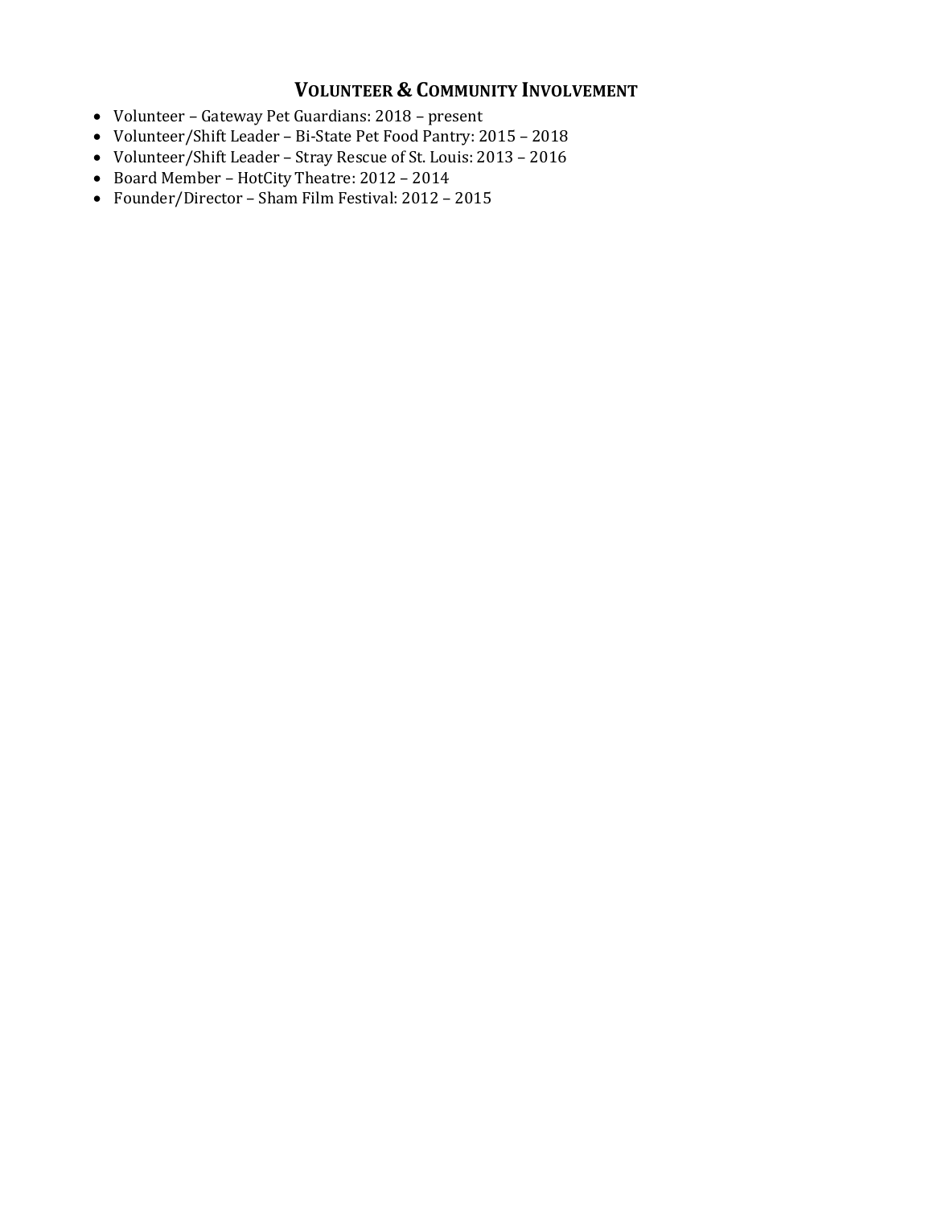## VOLUNTEER & COMMUNITY INVOLVEMENT

- Volunteer – Gateway Pet Guardians: 2018 – present
- Volunteer/Shift Leader – Bi-State Pet Food Pantry: 2015 – 2018
- Volunteer/Shift Leader – Stray Rescue of St. Louis: 2013 – 2016
- Board Member – HotCity Theatre: 2012 – 2014
- Founder/Director – Sham Film Festival: 2012 – 2015